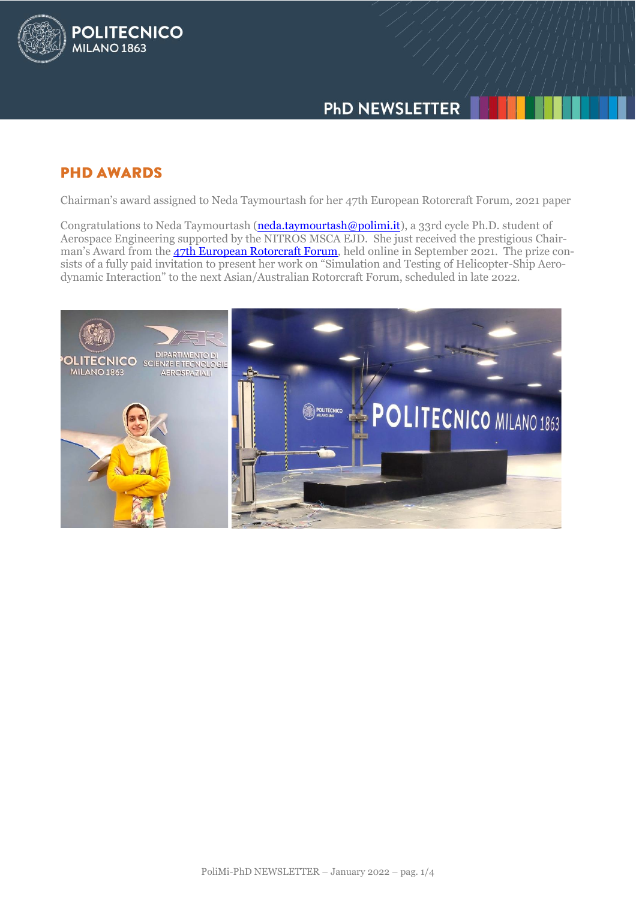## PHD AWARDS

Chairman's award assigned to Neda Taymourtash for her 47th European Rotorcraft Forum, 2021 paper

Congratulations to Neda Taymourtash (neda.taymourtash@polimi.it), a 33rd cycle Ph.D. student of Aerospace Engineering supported by the NITROS MSCA EJD. She just received the prestigious Chairman's Award from the 47th European Rotorcraft Forum, held online in September 2021. The prize consists of a fully paid invitation to present her work on "Simulation and Testing of Helicopter-Ship Aerodynamic Interaction" to the next Asian/Australian Rotorcraft Forum, scheduled in late 2022.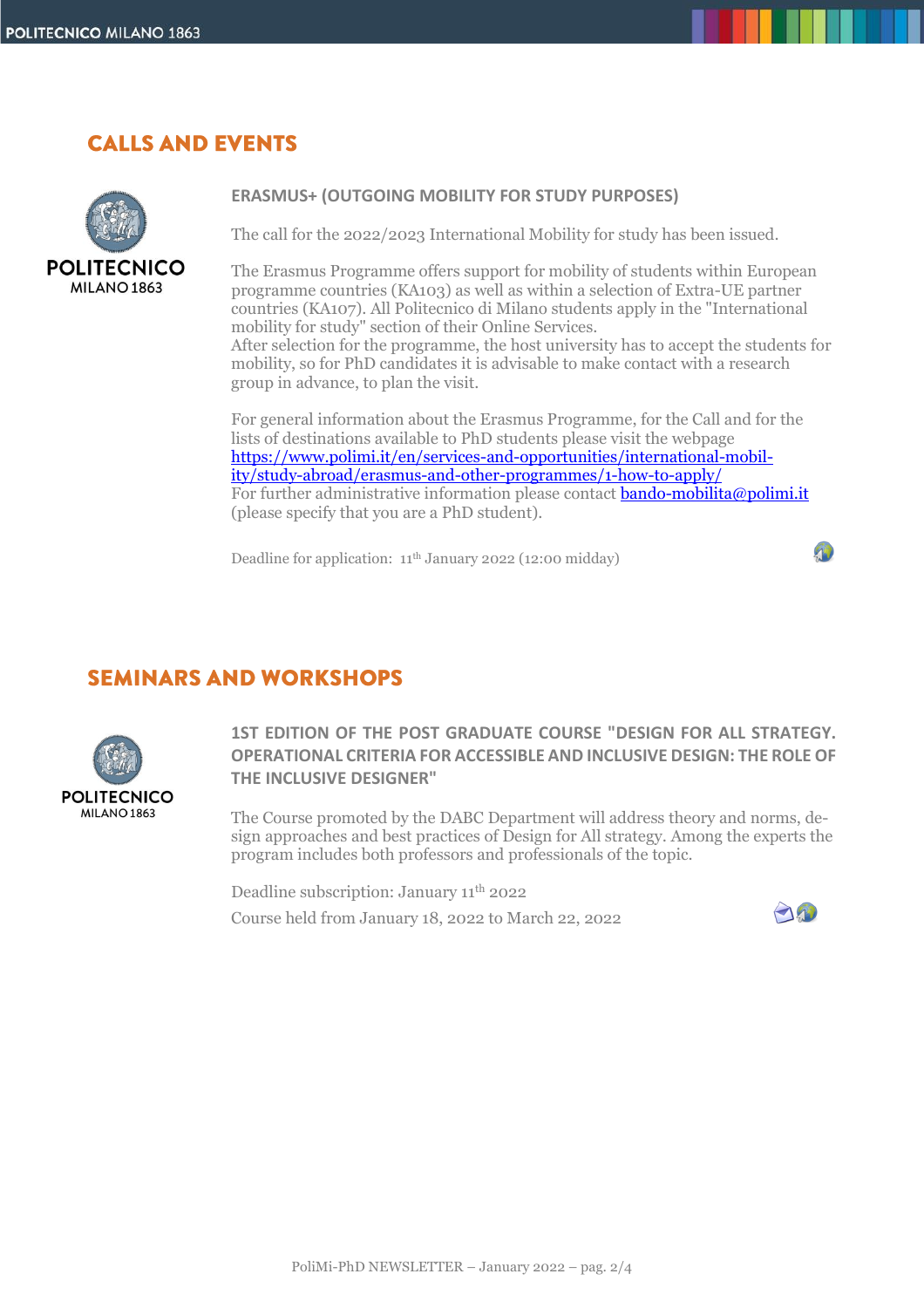## CALLS AND EVENTS

### ERASMUS+ (OUTGOING MOBILITY FOR STUDY PURPOSES)

The call for the 2022/2023 International Mobility for study has been issued.

The Erasmus Programme offers support for mobility of students within European programme countries (KA103) as well as within a selection of Extra-UE partner countries (KA107). All Politecnico di Milano students apply in the "International mobility for study" section of their Online Services.
After selection for the programme, the host university has to accept the students for mobility, so for PhD candidates it is advisable to make contact with a research group in advance, to plan the visit.

For general information about the Erasmus Programme, for the Call and for the lists of destinations available to PhD students please visit the webpage [https://www.polimi.it/en/services-and-opportunities/international-mobility/study-abroad/erasmus-and-other-programmes/1-how-to-apply/](https://www.polimi.it/en/services-and-opportunities/international-mobility/study-abroad/erasmus-and-other-programmes/1-how-to-apply/)
For further administrative information please contact [bando-mobilita@polimi.it](mailto:bando-mobilita@polimi.it) (please specify that you are a PhD student).

Deadline for application: 11th January 2022 (12:00 midday)

## SEMINARS AND WORKSHOPS

### 1ST EDITION OF THE POST GRADUATE COURSE "DESIGN FOR ALL STRATEGY. OPERATIONAL CRITERIA FOR ACCESSIBLE AND INCLUSIVE DESIGN: THE ROLE OF THE INCLUSIVE DESIGNER"

The Course promoted by the DABC Department will address theory and norms, design approaches and best practices of Design for All strategy. Among the experts the program includes both professors and professionals of the topic.

Deadline subscription: January 11th 2022

Course held from January 18, 2022 to March 22, 2022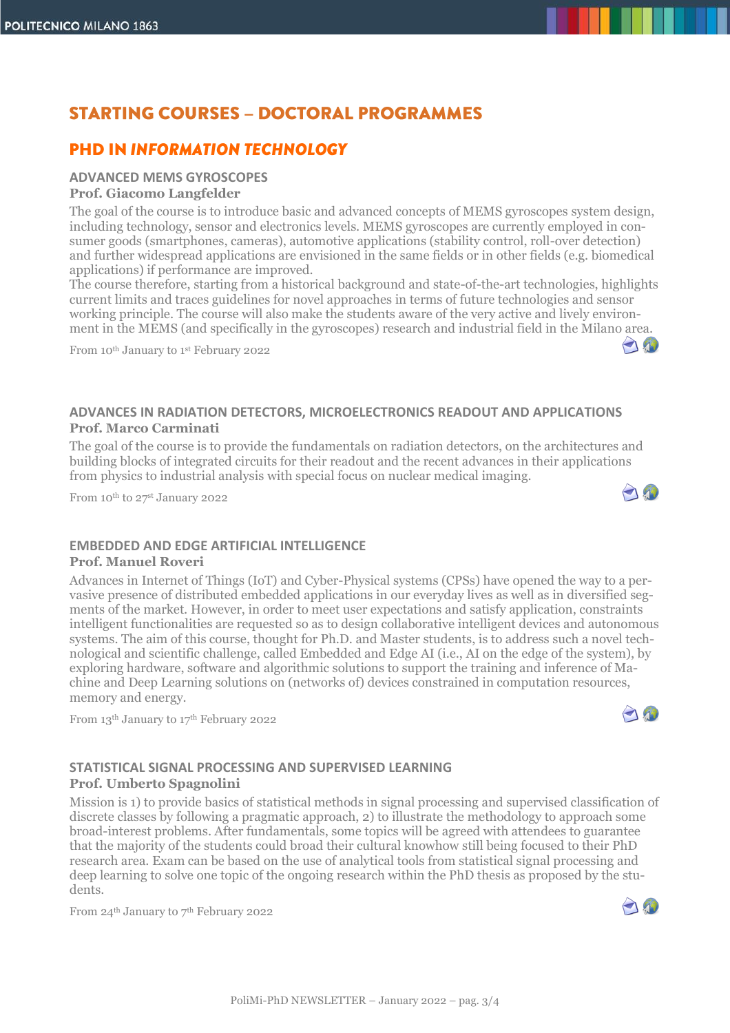# STARTING COURSES – DOCTORAL PROGRAMMES

## PHD IN *INFORMATION TECHNOLOGY*

### ADVANCED MEMS GYROSCOPES

**Prof. Giacomo Langfelder**

The goal of the course is to introduce basic and advanced concepts of MEMS gyroscopes system design, including technology, sensor and electronics levels. MEMS gyroscopes are currently employed in consumer goods (smartphones, cameras), automotive applications (stability control, roll-over detection) and further widespread applications are envisioned in the same fields or in other fields (e.g. biomedical applications) if performance are improved.
The course therefore, starting from a historical background and state-of-the-art technologies, highlights current limits and traces guidelines for novel approaches in terms of future technologies and sensor working principle. The course will also make the students aware of the very active and lively environment in the MEMS (and specifically in the gyroscopes) research and industrial field in the Milano area.

From 10th January to 1st February 2022

### ADVANCES IN RADIATION DETECTORS, MICROELECTRONICS READOUT AND APPLICATIONS

**Prof. Marco Carminati**

The goal of the course is to provide the fundamentals on radiation detectors, on the architectures and building blocks of integrated circuits for their readout and the recent advances in their applications from physics to industrial analysis with special focus on nuclear medical imaging.

From 10th to 27st January 2022

### EMBEDDED AND EDGE ARTIFICIAL INTELLIGENCE

**Prof. Manuel Roveri**

Advances in Internet of Things (IoT) and Cyber-Physical systems (CPSs) have opened the way to a pervasive presence of distributed embedded applications in our everyday lives as well as in diversified segments of the market. However, in order to meet user expectations and satisfy application, constraints intelligent functionalities are requested so as to design collaborative intelligent devices and autonomous systems. The aim of this course, thought for Ph.D. and Master students, is to address such a novel technological and scientific challenge, called Embedded and Edge AI (i.e., AI on the edge of the system), by exploring hardware, software and algorithmic solutions to support the training and inference of Machine and Deep Learning solutions on (networks of) devices constrained in computation resources, memory and energy.

From 13th January to 17th February 2022

### STATISTICAL SIGNAL PROCESSING AND SUPERVISED LEARNING

**Prof. Umberto Spagnolini**

Mission is 1) to provide basics of statistical methods in signal processing and supervised classification of discrete classes by following a pragmatic approach, 2) to illustrate the methodology to approach some broad-interest problems. After fundamentals, some topics will be agreed with attendees to guarantee that the majority of the students could broad their cultural knowhow still being focused to their PhD research area. Exam can be based on the use of analytical tools from statistical signal processing and deep learning to solve one topic of the ongoing research within the PhD thesis as proposed by the students.

From 24th January to 7th February 2022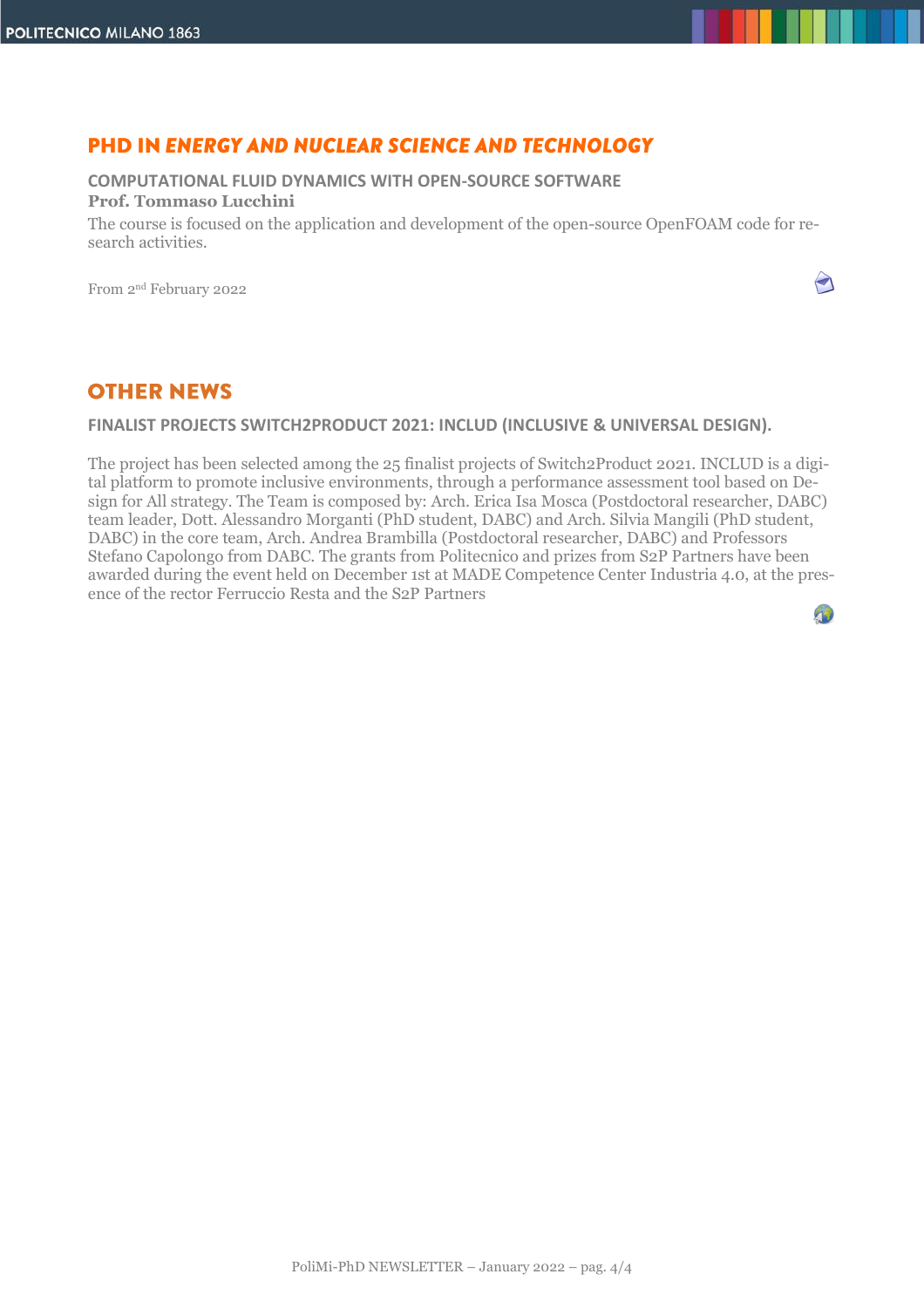## PHD IN *ENERGY AND NUCLEAR SCIENCE AND TECHNOLOGY*

### COMPUTATIONAL FLUID DYNAMICS WITH OPEN-SOURCE SOFTWARE

**Prof. Tommaso Lucchini**

The course is focused on the application and development of the open-source OpenFOAM code for research activities.

From 2nd February 2022

## OTHER NEWS

### FINALIST PROJECTS SWITCH2PRODUCT 2021: INCLUD (INCLUSIVE & UNIVERSAL DESIGN).

The project has been selected among the 25 finalist projects of Switch2Product 2021. INCLUD is a digital platform to promote inclusive environments, through a performance assessment tool based on Design for All strategy. The Team is composed by: Arch. Erica Isa Mosca (Postdoctoral researcher, DABC) team leader, Dott. Alessandro Morganti (PhD student, DABC) and Arch. Silvia Mangili (PhD student, DABC) in the core team, Arch. Andrea Brambilla (Postdoctoral researcher, DABC) and Professors Stefano Capolongo from DABC. The grants from Politecnico and prizes from S2P Partners have been awarded during the event held on December 1st at MADE Competence Center Industria 4.0, at the presence of the rector Ferruccio Resta and the S2P Partners